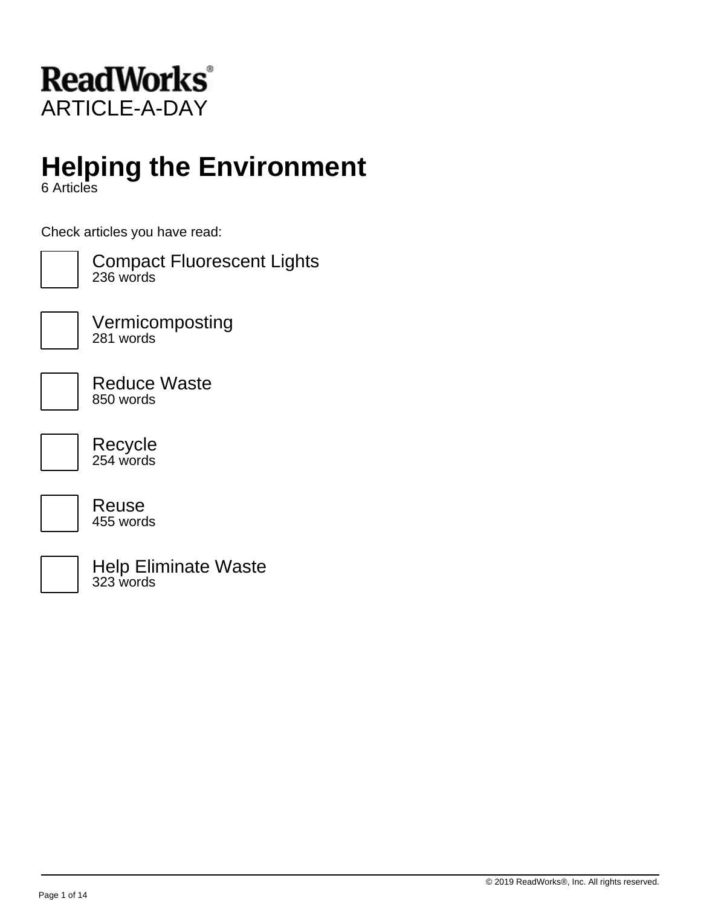ReadWorks®
ARTICLE-A-DAY

# Helping the Environment

6 Articles

Check articles you have read:

- [ ] Compact Fluorescent Lights
  236 words
- [ ] Vermicomposting
  281 words
- [ ] Reduce Waste
  850 words
- [ ] Recycle
  254 words
- [ ] Reuse
  455 words
- [ ] Help Eliminate Waste
  323 words

© 2019 ReadWorks®, Inc. All rights reserved.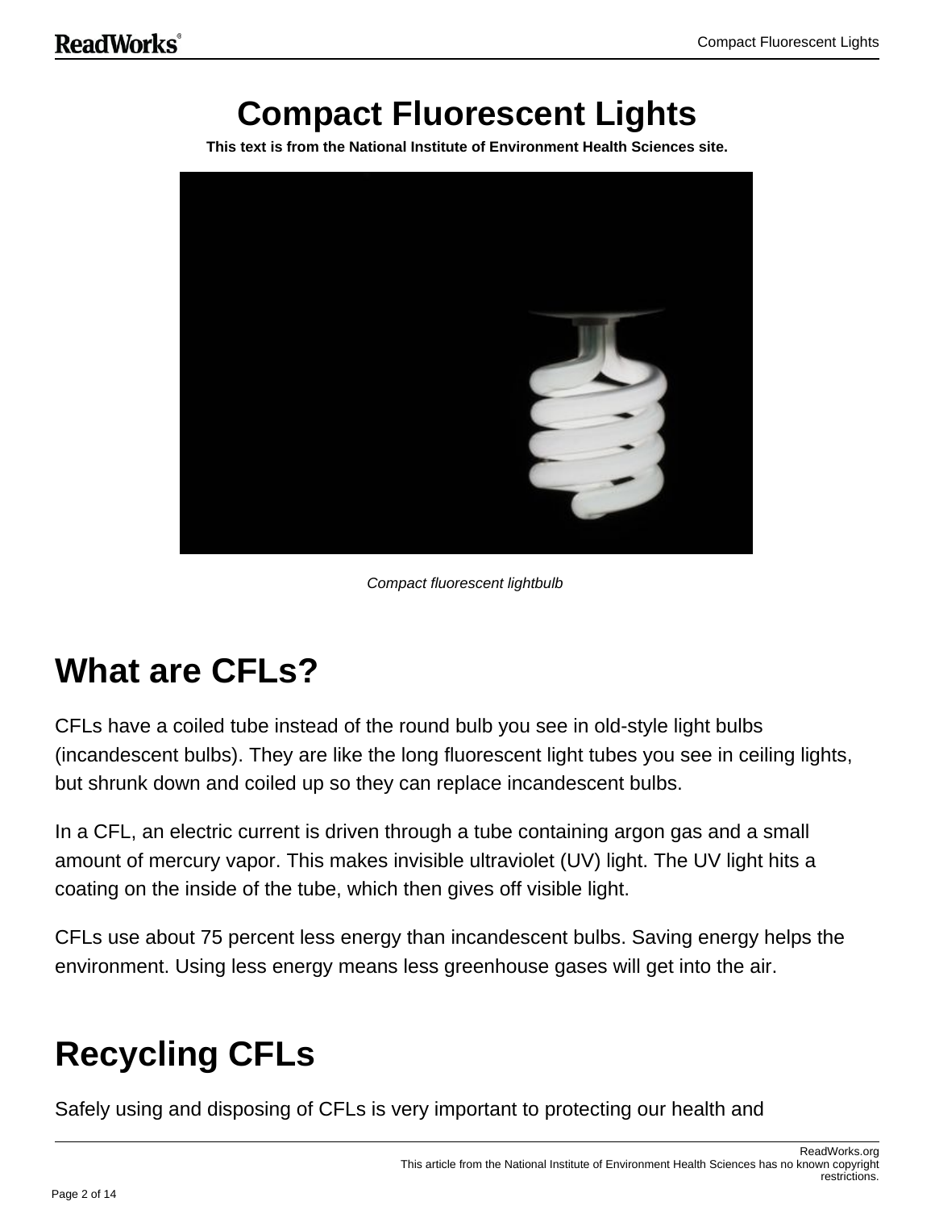# Compact Fluorescent Lights

**This text is from the National Institute of Environment Health Sciences site.**

*Compact fluorescent lightbulb*

## What are CFLs?

CFLs have a coiled tube instead of the round bulb you see in old-style light bulbs (incandescent bulbs). They are like the long fluorescent light tubes you see in ceiling lights, but shrunk down and coiled up so they can replace incandescent bulbs.

In a CFL, an electric current is driven through a tube containing argon gas and a small amount of mercury vapor. This makes invisible ultraviolet (UV) light. The UV light hits a coating on the inside of the tube, which then gives off visible light.

CFLs use about 75 percent less energy than incandescent bulbs. Saving energy helps the environment. Using less energy means less greenhouse gases will get into the air.

## Recycling CFLs

Safely using and disposing of CFLs is very important to protecting our health and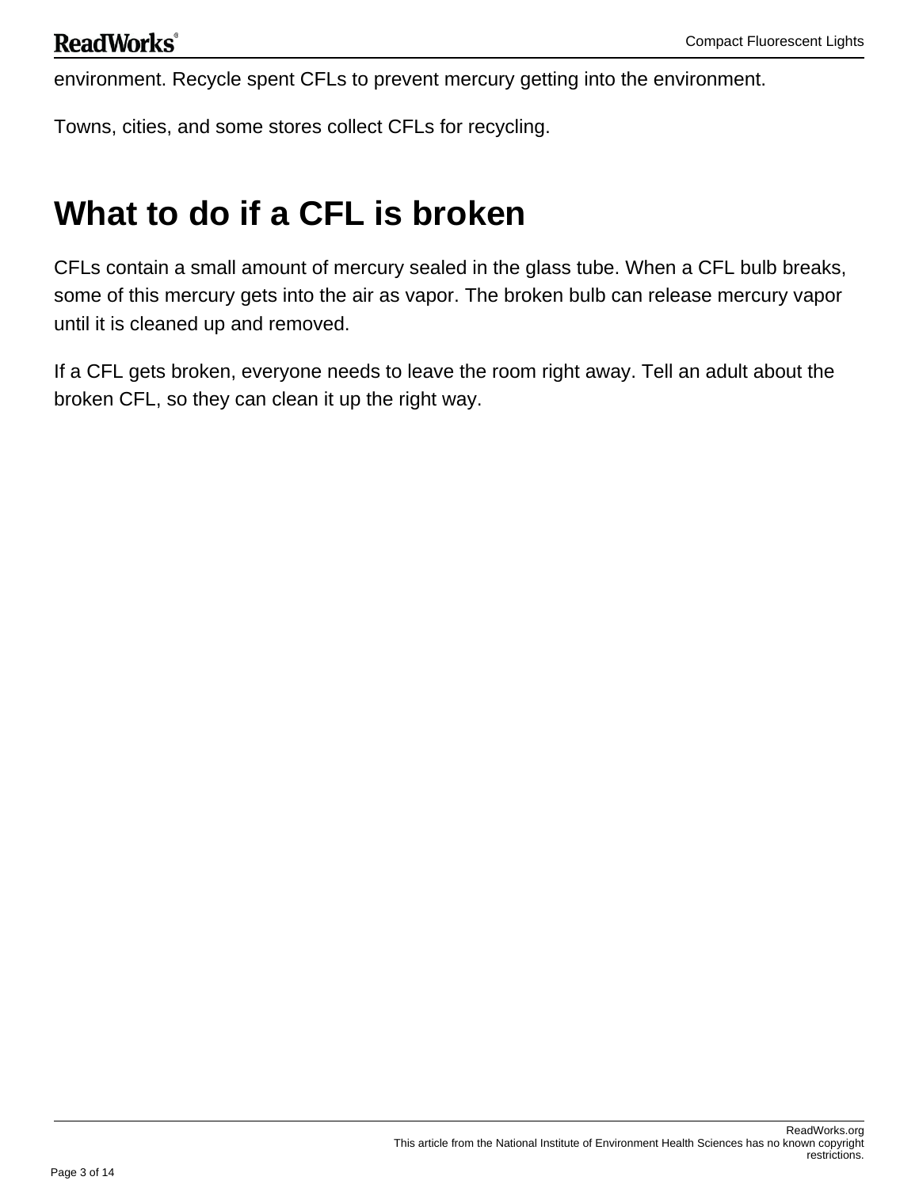environment. Recycle spent CFLs to prevent mercury getting into the environment.

Towns, cities, and some stores collect CFLs for recycling.

## What to do if a CFL is broken

CFLs contain a small amount of mercury sealed in the glass tube. When a CFL bulb breaks, some of this mercury gets into the air as vapor. The broken bulb can release mercury vapor until it is cleaned up and removed.

If a CFL gets broken, everyone needs to leave the room right away. Tell an adult about the broken CFL, so they can clean it up the right way.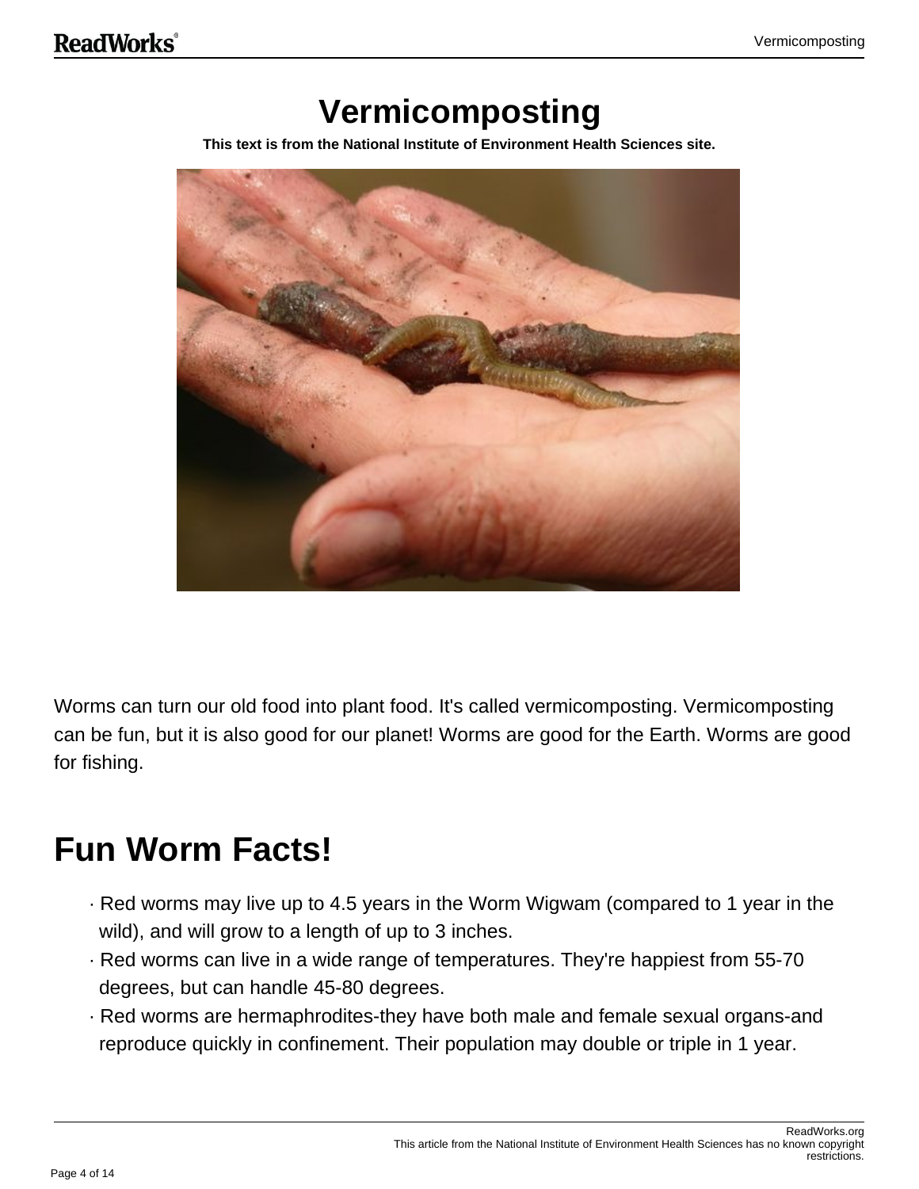# Vermicomposting

**This text is from the National Institute of Environment Health Sciences site.**

Worms can turn our old food into plant food. It's called vermicomposting. Vermicomposting can be fun, but it is also good for our planet! Worms are good for the Earth. Worms are good for fishing.

## Fun Worm Facts!

- Red worms may live up to 4.5 years in the Worm Wigwam (compared to 1 year in the wild), and will grow to a length of up to 3 inches.
- Red worms can live in a wide range of temperatures. They're happiest from 55-70 degrees, but can handle 45-80 degrees.
- Red worms are hermaphrodites-they have both male and female sexual organs-and reproduce quickly in confinement. Their population may double or triple in 1 year.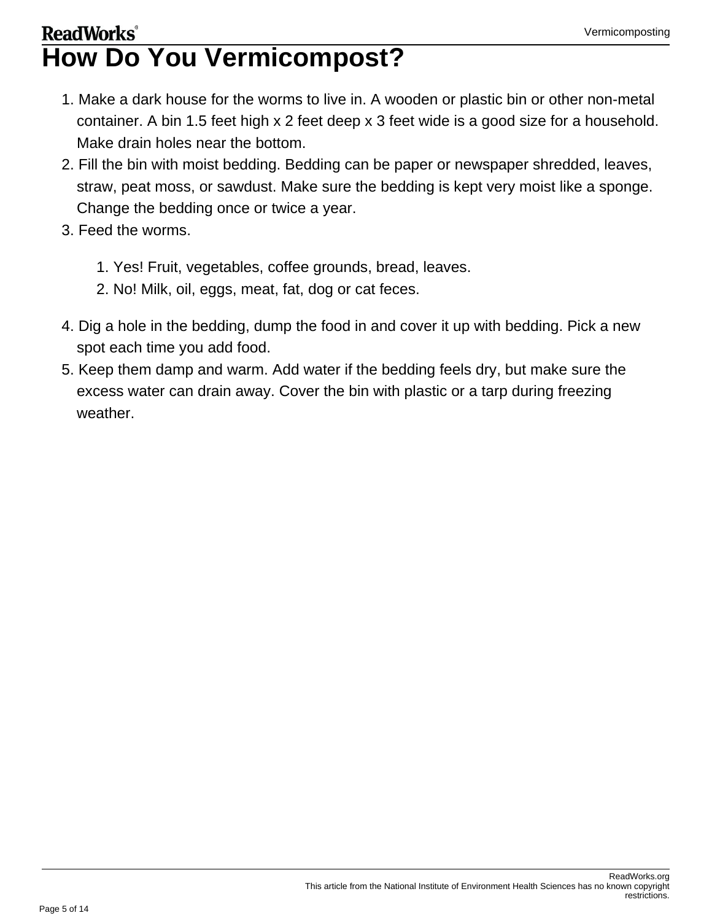# How Do You Vermicompost?

1. Make a dark house for the worms to live in. A wooden or plastic bin or other non-metal container. A bin 1.5 feet high x 2 feet deep x 3 feet wide is a good size for a household. Make drain holes near the bottom.
2. Fill the bin with moist bedding. Bedding can be paper or newspaper shredded, leaves, straw, peat moss, or sawdust. Make sure the bedding is kept very moist like a sponge. Change the bedding once or twice a year.
3. Feed the worms.
    1. Yes! Fruit, vegetables, coffee grounds, bread, leaves.
    2. No! Milk, oil, eggs, meat, fat, dog or cat feces.
4. Dig a hole in the bedding, dump the food in and cover it up with bedding. Pick a new spot each time you add food.
5. Keep them damp and warm. Add water if the bedding feels dry, but make sure the excess water can drain away. Cover the bin with plastic or a tarp during freezing weather.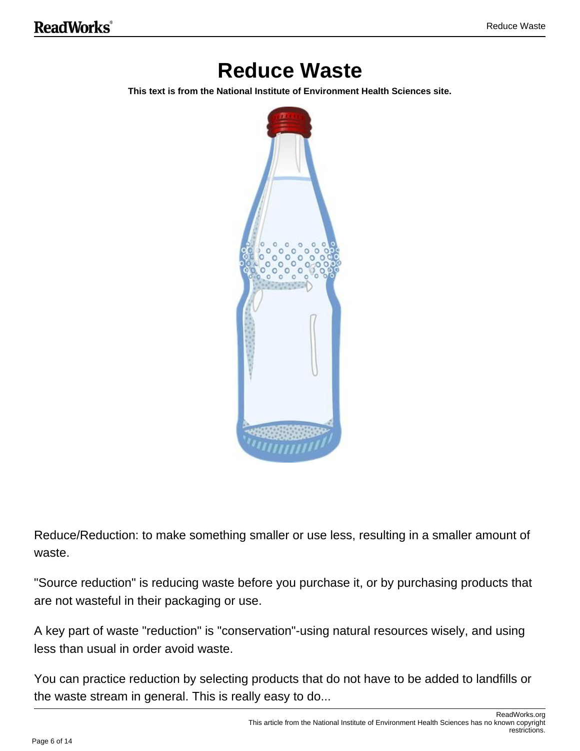# Reduce Waste

**This text is from the National Institute of Environment Health Sciences site.**

Reduce/Reduction: to make something smaller or use less, resulting in a smaller amount of waste.

"Source reduction" is reducing waste before you purchase it, or by purchasing products that are not wasteful in their packaging or use.

A key part of waste "reduction" is "conservation"-using natural resources wisely, and using less than usual in order avoid waste.

You can practice reduction by selecting products that do not have to be added to landfills or the waste stream in general. This is really easy to do...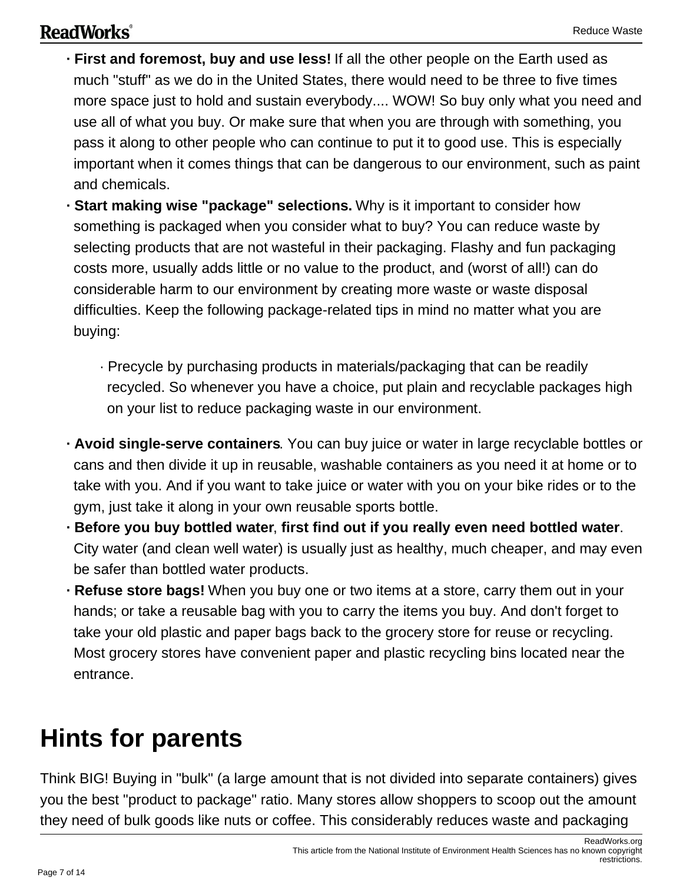- **First and foremost, buy and use less!** If all the other people on the Earth used as much "stuff" as we do in the United States, there would need to be three to five times more space just to hold and sustain everybody.... WOW! So buy only what you need and use all of what you buy. Or make sure that when you are through with something, you pass it along to other people who can continue to put it to good use. This is especially important when it comes things that can be dangerous to our environment, such as paint and chemicals.
- **Start making wise "package" selections.** Why is it important to consider how something is packaged when you consider what to buy? You can reduce waste by selecting products that are not wasteful in their packaging. Flashy and fun packaging costs more, usually adds little or no value to the product, and (worst of all!) can do considerable harm to our environment by creating more waste or waste disposal difficulties. Keep the following package-related tips in mind no matter what you are buying:
    - Precycle by purchasing products in materials/packaging that can be readily recycled. So whenever you have a choice, put plain and recyclable packages high on your list to reduce packaging waste in our environment.
- **Avoid single-serve containers**. You can buy juice or water in large recyclable bottles or cans and then divide it up in reusable, washable containers as you need it at home or to take with you. And if you want to take juice or water with you on your bike rides or to the gym, just take it along in your own reusable sports bottle.
- **Before you buy bottled water**, **first find out if you really even need bottled water**. City water (and clean well water) is usually just as healthy, much cheaper, and may even be safer than bottled water products.
- **Refuse store bags!** When you buy one or two items at a store, carry them out in your hands; or take a reusable bag with you to carry the items you buy. And don't forget to take your old plastic and paper bags back to the grocery store for reuse or recycling. Most grocery stores have convenient paper and plastic recycling bins located near the entrance.

# Hints for parents

Think BIG! Buying in "bulk" (a large amount that is not divided into separate containers) gives you the best "product to package" ratio. Many stores allow shoppers to scoop out the amount they need of bulk goods like nuts or coffee. This considerably reduces waste and packaging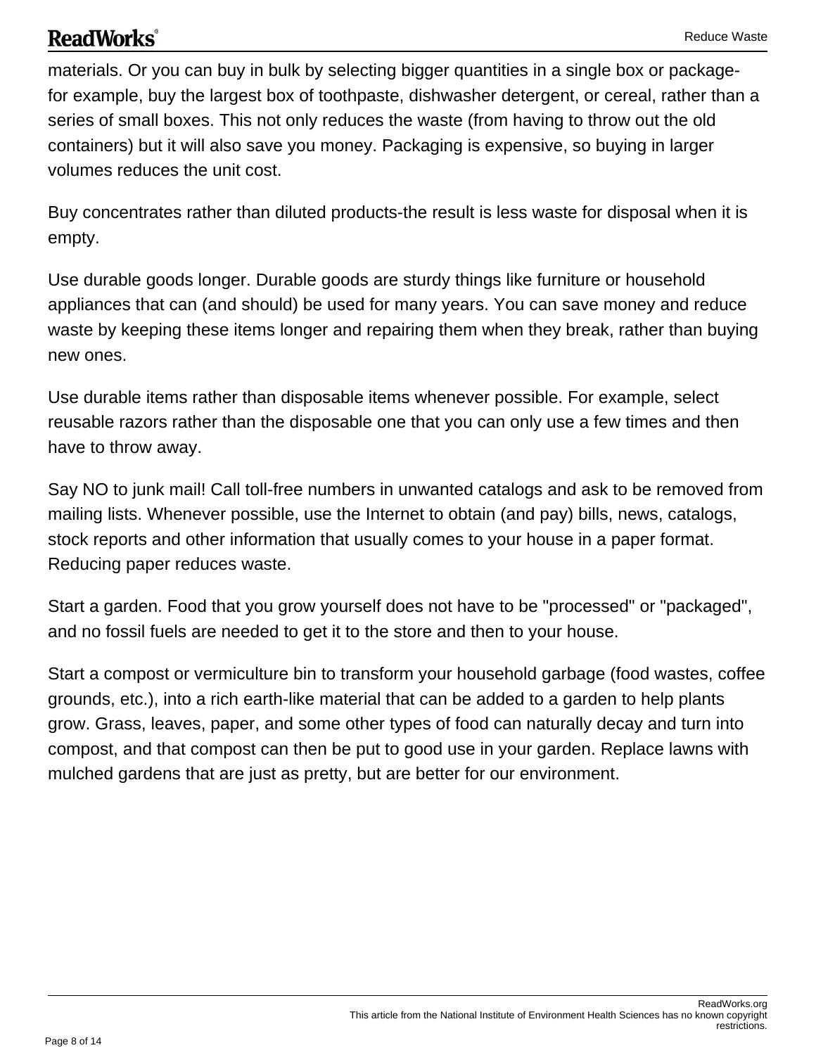materials. Or you can buy in bulk by selecting bigger quantities in a single box or package-for example, buy the largest box of toothpaste, dishwasher detergent, or cereal, rather than a series of small boxes. This not only reduces the waste (from having to throw out the old containers) but it will also save you money. Packaging is expensive, so buying in larger volumes reduces the unit cost.

Buy concentrates rather than diluted products-the result is less waste for disposal when it is empty.

Use durable goods longer. Durable goods are sturdy things like furniture or household appliances that can (and should) be used for many years. You can save money and reduce waste by keeping these items longer and repairing them when they break, rather than buying new ones.

Use durable items rather than disposable items whenever possible. For example, select reusable razors rather than the disposable one that you can only use a few times and then have to throw away.

Say NO to junk mail! Call toll-free numbers in unwanted catalogs and ask to be removed from mailing lists. Whenever possible, use the Internet to obtain (and pay) bills, news, catalogs, stock reports and other information that usually comes to your house in a paper format. Reducing paper reduces waste.

Start a garden. Food that you grow yourself does not have to be "processed" or "packaged", and no fossil fuels are needed to get it to the store and then to your house.

Start a compost or vermiculture bin to transform your household garbage (food wastes, coffee grounds, etc.), into a rich earth-like material that can be added to a garden to help plants grow. Grass, leaves, paper, and some other types of food can naturally decay and turn into compost, and that compost can then be put to good use in your garden. Replace lawns with mulched gardens that are just as pretty, but are better for our environment.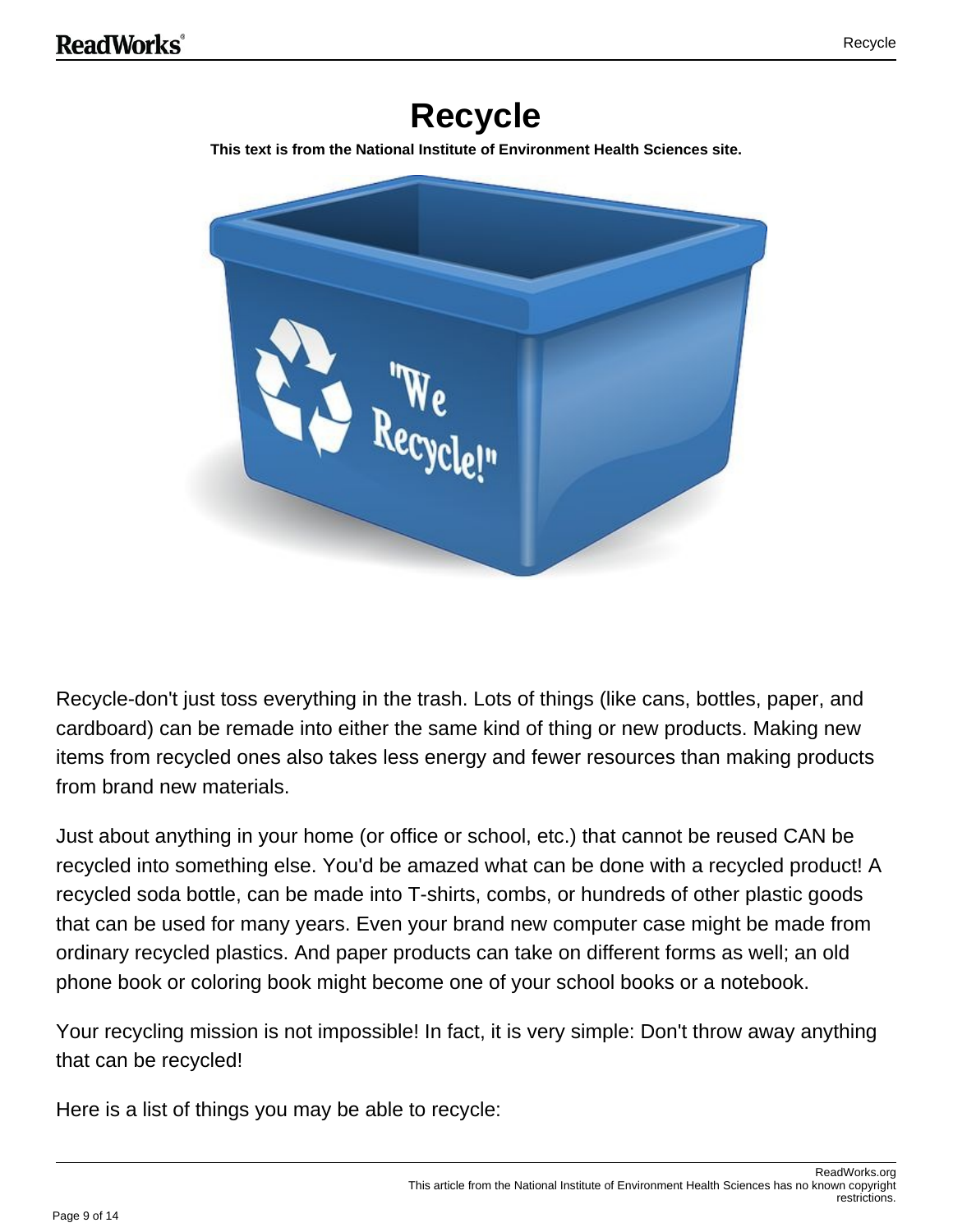# Recycle

**This text is from the National Institute of Environment Health Sciences site.**

Recycle-don't just toss everything in the trash. Lots of things (like cans, bottles, paper, and cardboard) can be remade into either the same kind of thing or new products. Making new items from recycled ones also takes less energy and fewer resources than making products from brand new materials.

Just about anything in your home (or office or school, etc.) that cannot be reused CAN be recycled into something else. You'd be amazed what can be done with a recycled product! A recycled soda bottle, can be made into T-shirts, combs, or hundreds of other plastic goods that can be used for many years. Even your brand new computer case might be made from ordinary recycled plastics. And paper products can take on different forms as well; an old phone book or coloring book might become one of your school books or a notebook.

Your recycling mission is not impossible! In fact, it is very simple: Don't throw away anything that can be recycled!

Here is a list of things you may be able to recycle: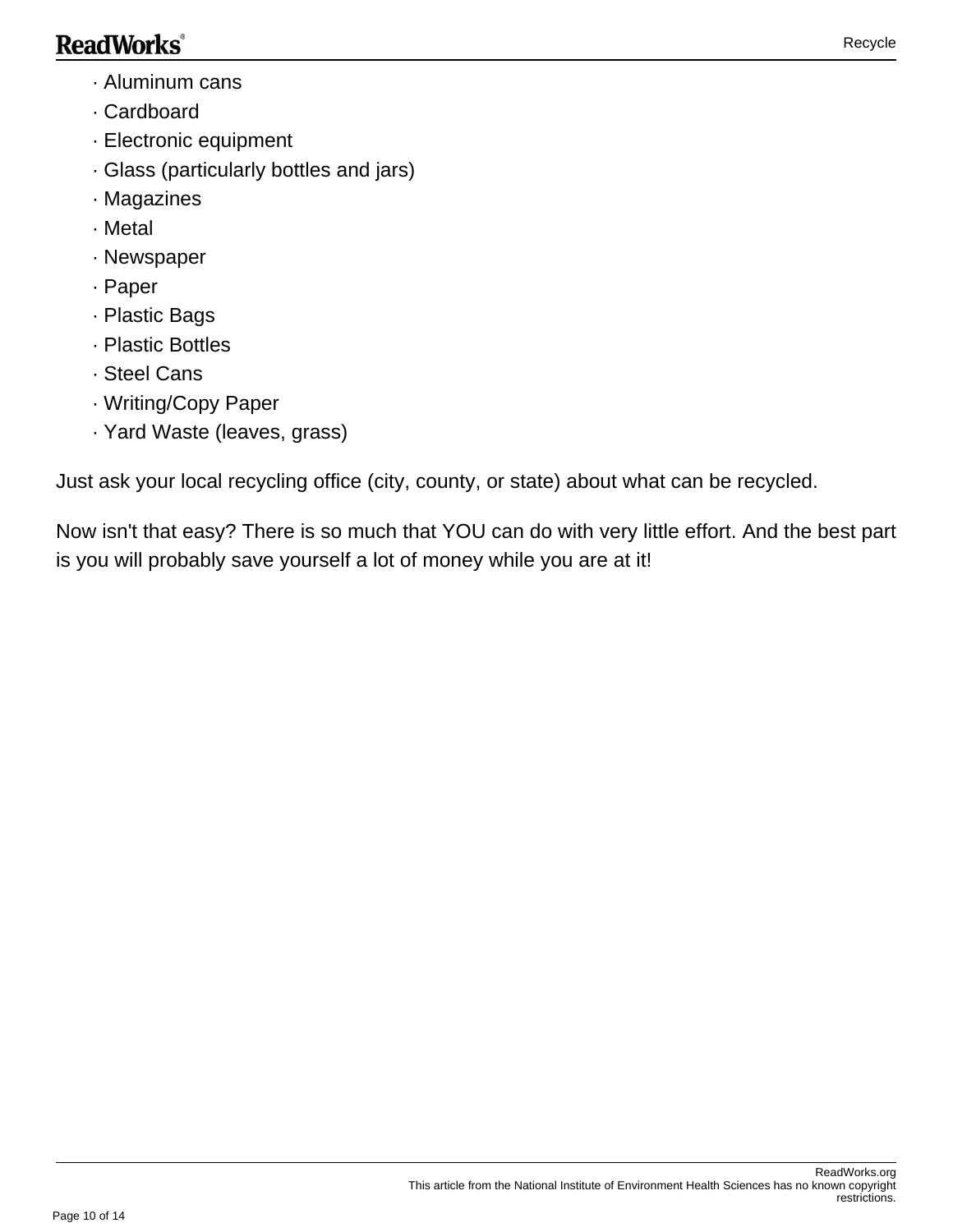- Aluminum cans
- Cardboard
- Electronic equipment
- Glass (particularly bottles and jars)
- Magazines
- Metal
- Newspaper
- Paper
- Plastic Bags
- Plastic Bottles
- Steel Cans
- Writing/Copy Paper
- Yard Waste (leaves, grass)

Just ask your local recycling office (city, county, or state) about what can be recycled.

Now isn't that easy? There is so much that YOU can do with very little effort. And the best part is you will probably save yourself a lot of money while you are at it!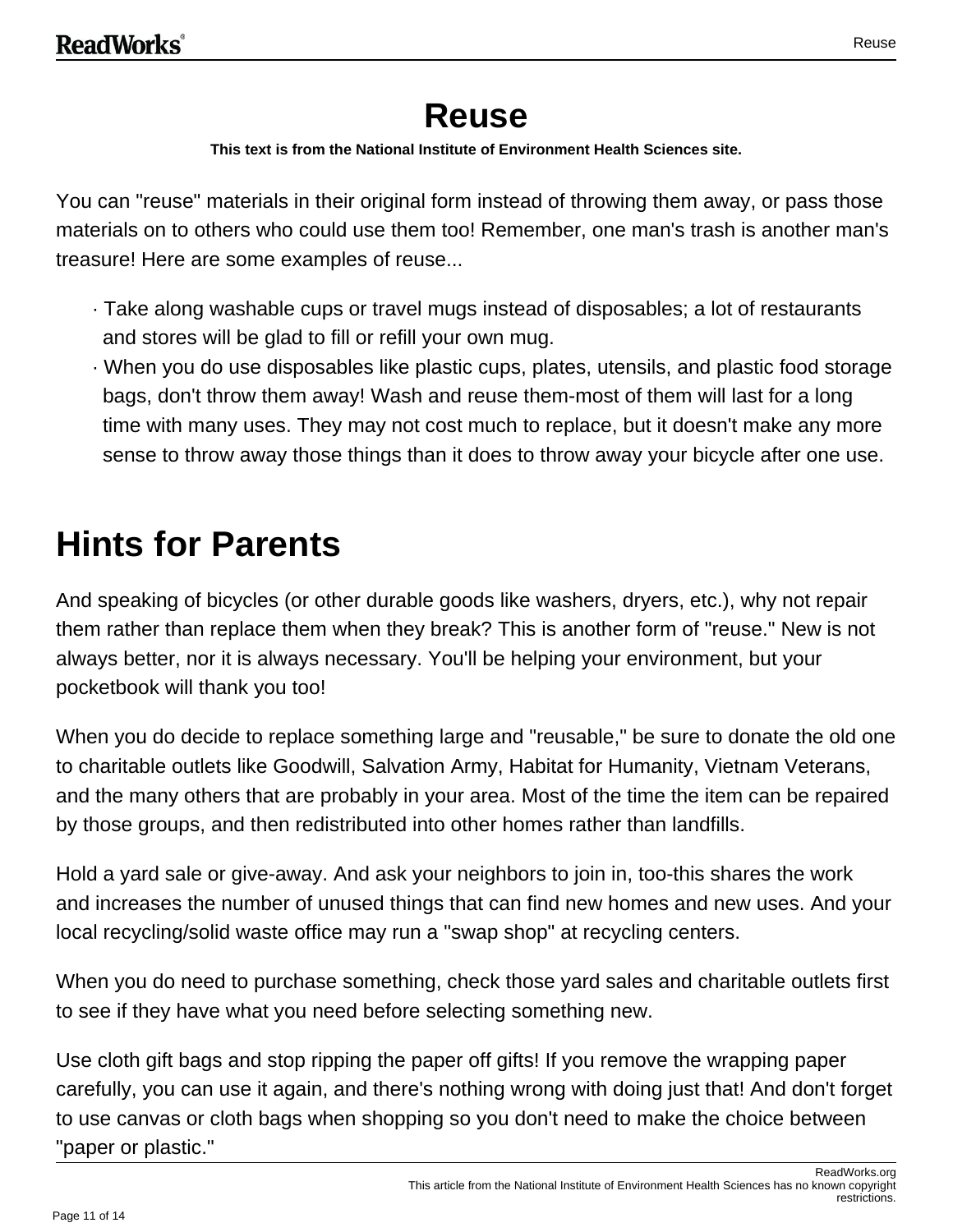# Reuse

**This text is from the National Institute of Environment Health Sciences site.**

You can "reuse" materials in their original form instead of throwing them away, or pass those materials on to others who could use them too! Remember, one man's trash is another man's treasure! Here are some examples of reuse...

- Take along washable cups or travel mugs instead of disposables; a lot of restaurants and stores will be glad to fill or refill your own mug.
- When you do use disposables like plastic cups, plates, utensils, and plastic food storage bags, don't throw them away! Wash and reuse them-most of them will last for a long time with many uses. They may not cost much to replace, but it doesn't make any more sense to throw away those things than it does to throw away your bicycle after one use.

## Hints for Parents

And speaking of bicycles (or other durable goods like washers, dryers, etc.), why not repair them rather than replace them when they break? This is another form of "reuse." New is not always better, nor it is always necessary. You'll be helping your environment, but your pocketbook will thank you too!

When you do decide to replace something large and "reusable," be sure to donate the old one to charitable outlets like Goodwill, Salvation Army, Habitat for Humanity, Vietnam Veterans, and the many others that are probably in your area. Most of the time the item can be repaired by those groups, and then redistributed into other homes rather than landfills.

Hold a yard sale or give-away. And ask your neighbors to join in, too-this shares the work and increases the number of unused things that can find new homes and new uses. And your local recycling/solid waste office may run a "swap shop" at recycling centers.

When you do need to purchase something, check those yard sales and charitable outlets first to see if they have what you need before selecting something new.

Use cloth gift bags and stop ripping the paper off gifts! If you remove the wrapping paper carefully, you can use it again, and there's nothing wrong with doing just that! And don't forget to use canvas or cloth bags when shopping so you don't need to make the choice between "paper or plastic."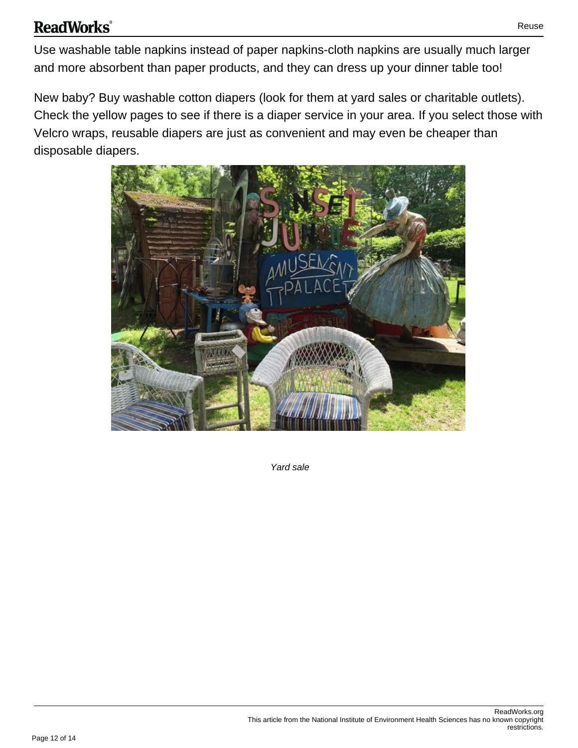Use washable table napkins instead of paper napkins-cloth napkins are usually much larger and more absorbent than paper products, and they can dress up your dinner table too!

New baby? Buy washable cotton diapers (look for them at yard sales or charitable outlets). Check the yellow pages to see if there is a diaper service in your area. If you select those with Velcro wraps, reusable diapers are just as convenient and may even be cheaper than disposable diapers.

*Yard sale*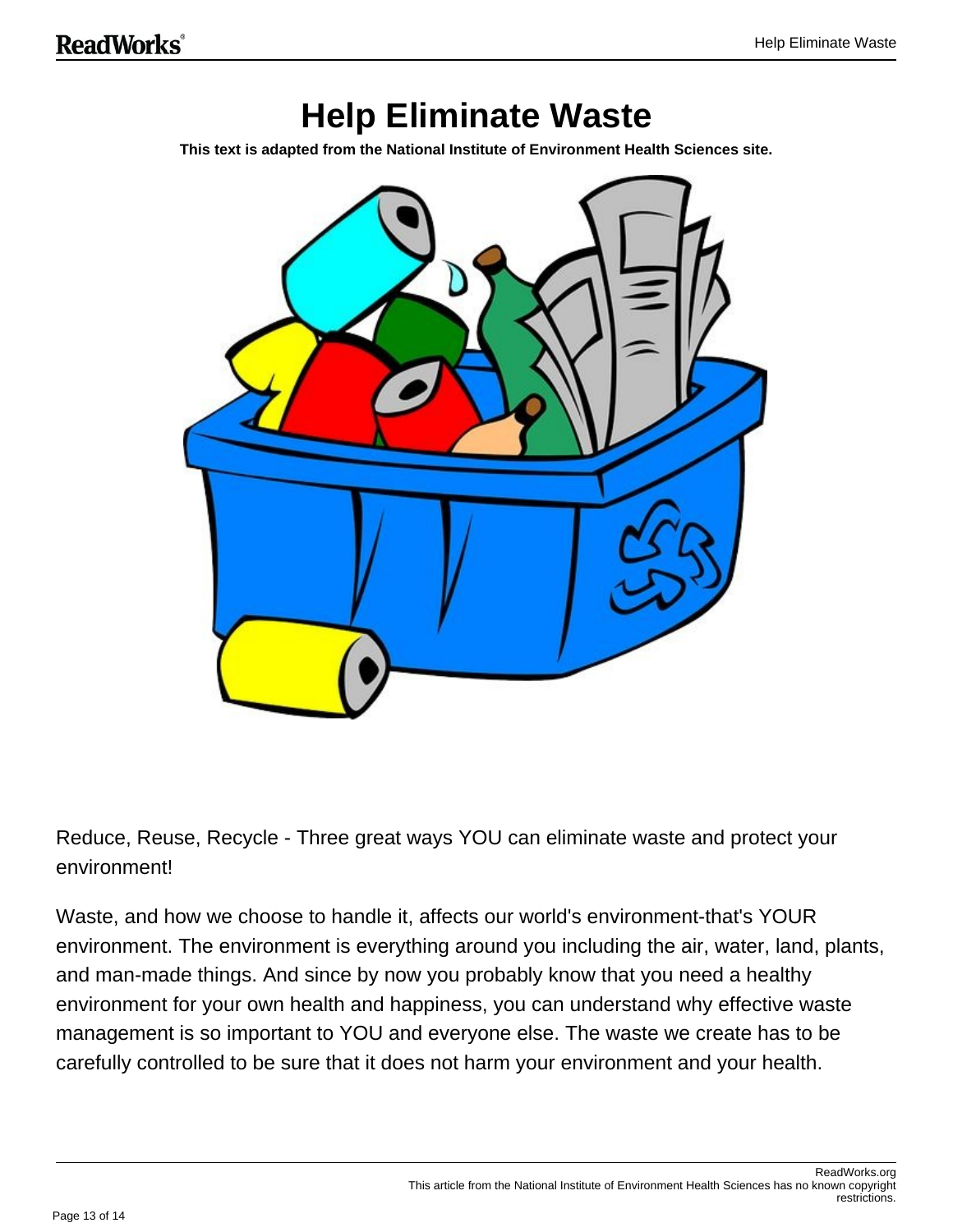# Help Eliminate Waste

**This text is adapted from the National Institute of Environment Health Sciences site.**

Reduce, Reuse, Recycle - Three great ways YOU can eliminate waste and protect your environment!

Waste, and how we choose to handle it, affects our world's environment-that's YOUR environment. The environment is everything around you including the air, water, land, plants, and man-made things. And since by now you probably know that you need a healthy environment for your own health and happiness, you can understand why effective waste management is so important to YOU and everyone else. The waste we create has to be carefully controlled to be sure that it does not harm your environment and your health.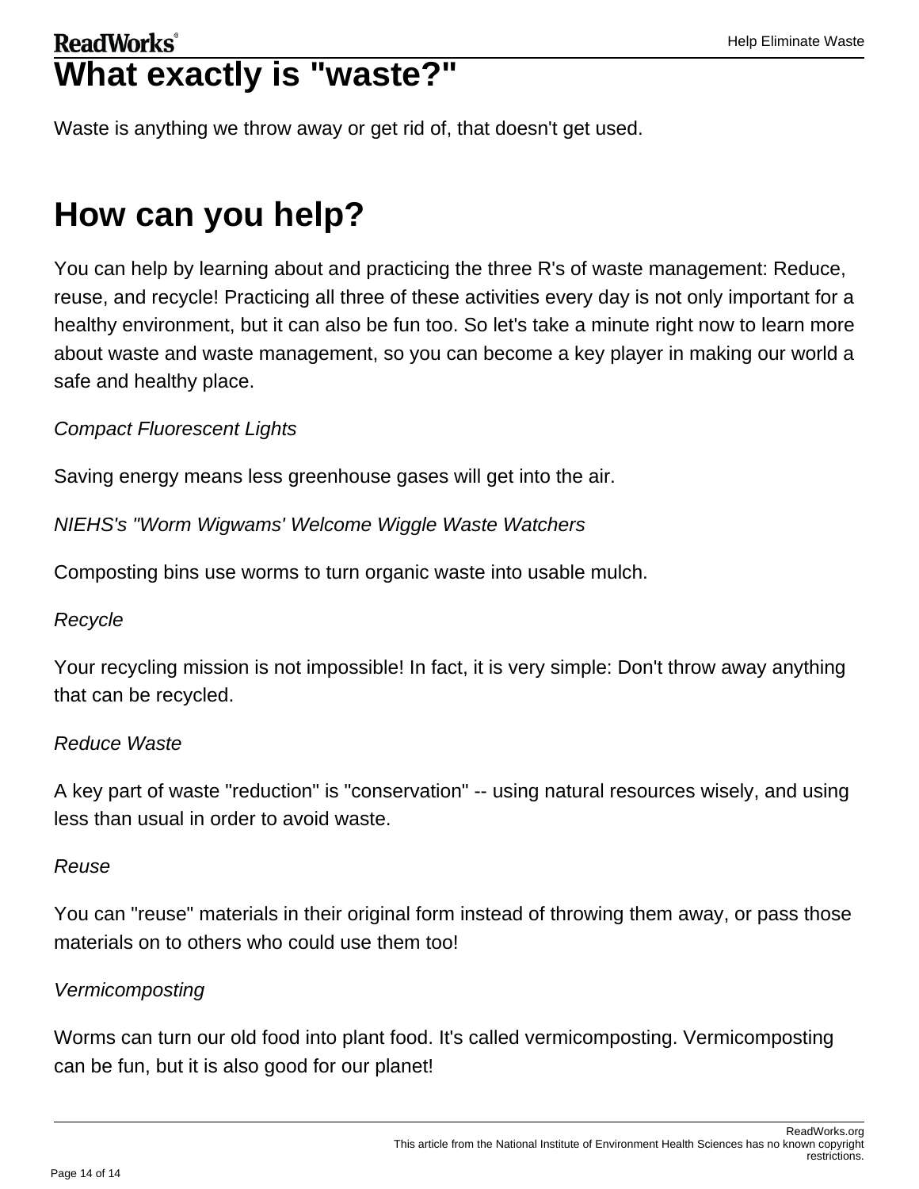# What exactly is "waste?"

Waste is anything we throw away or get rid of, that doesn't get used.

# How can you help?

You can help by learning about and practicing the three R's of waste management: Reduce, reuse, and recycle! Practicing all three of these activities every day is not only important for a healthy environment, but it can also be fun too. So let's take a minute right now to learn more about waste and waste management, so you can become a key player in making our world a safe and healthy place.

*Compact Fluorescent Lights*

Saving energy means less greenhouse gases will get into the air.

*NIEHS's "Worm Wigwams' Welcome Wiggle Waste Watchers*

Composting bins use worms to turn organic waste into usable mulch.

*Recycle*

Your recycling mission is not impossible! In fact, it is very simple: Don't throw away anything that can be recycled.

*Reduce Waste*

A key part of waste "reduction" is "conservation" -- using natural resources wisely, and using less than usual in order to avoid waste.

*Reuse*

You can "reuse" materials in their original form instead of throwing them away, or pass those materials on to others who could use them too!

*Vermicomposting*

Worms can turn our old food into plant food. It's called vermicomposting. Vermicomposting can be fun, but it is also good for our planet!

This article from the National Institute of Environment Health Sciences has no known copyright restrictions.